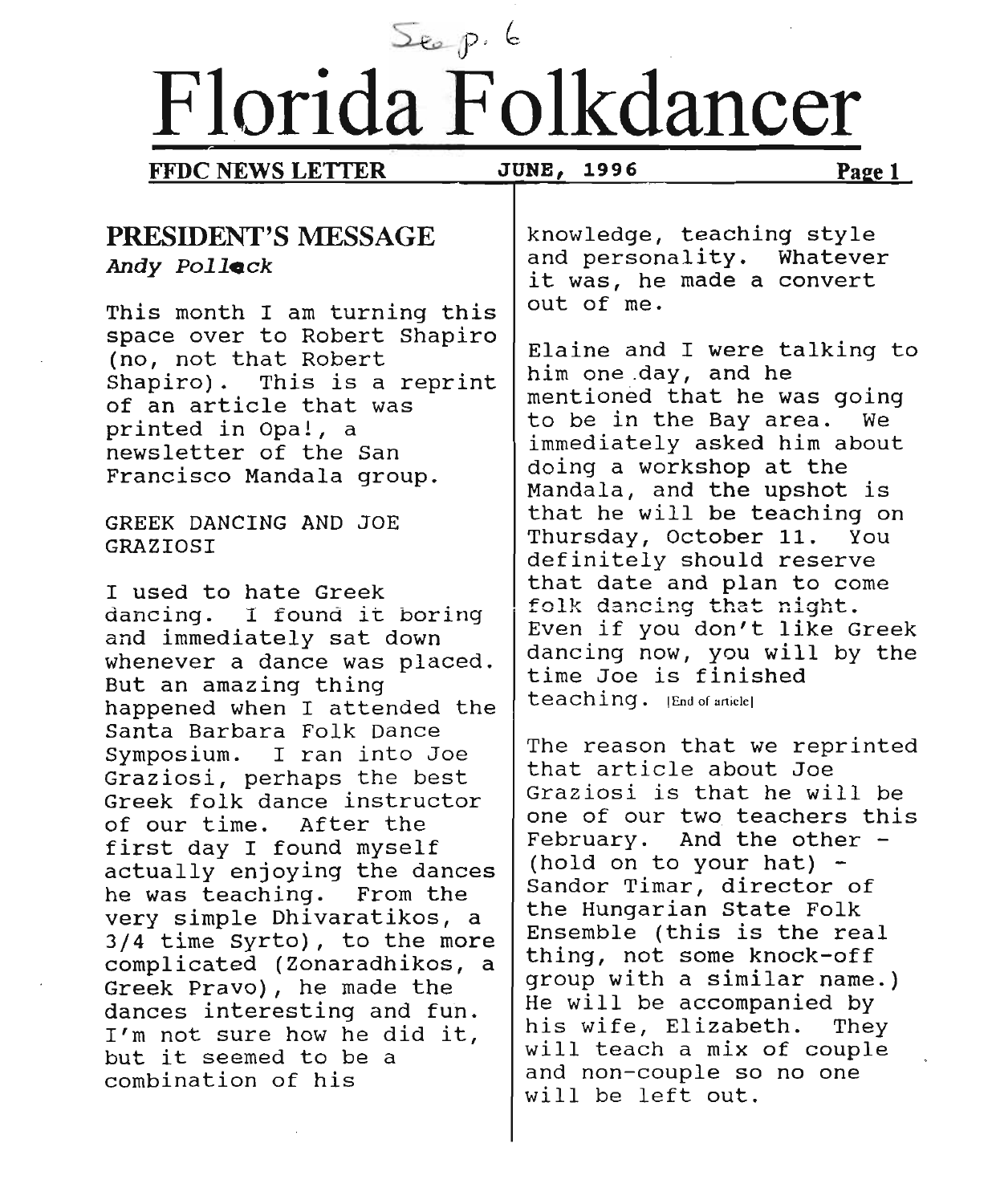Sep p. 6

# Florida Folkdancer

**FFDC NEWS LETTER** JUNE, 1996

## PRESIDENT'S MESSAGE

*Andy Pollack*

This month I am turning this space over to Robert Shapiro (no, not that Robert Shapiro). This is a reprint of an article that was printed in Opa!, a newsletter of the San Francisco Mandala group.

GREEK DANCING AND JOE GRAZIOSI

I used to hate Greek dancing. I found it boring and immediately sat down whenever a dance was placed. But an amazing thing happened when I attended the Santa Barbara Folk Dance Symposium. I ran into Joe Graziosi, perhaps the best Greek folk dance instructor of our time. After the first day I found myself actually enjoying the dances he was teaching. From the very simple Dhivaratikos, a 3/4 time Syrto), to the more complicated (Zonaradhikos, a Greek Pravo), he made the dances interesting and fun. I'm not sure how he did it, but it seemed to be a combination of his knowledge, teaching style and personality. Whatever it was, he made a convert out of me.

Elaine and I were talking to him one day, and he mentioned that he was going to be in the Bay area. We immediately asked him about doing a workshop at the Mandala, and the upshot is that he will be teaching on Thursday, October 11. You definitely should reserve that date and plan to come folk dancing that night. Even if you don't like Greek dancing now, you will by the time Joe is finished teaching. [End of article]

The reason that we reprinted that article about Joe Graziosi is that he will be one of our two teachers this February. And the other - (hold on to your hat) - Sandor Timar, director of the Hungarian State Folk Ensemble (this is the real thing, not some knock-off group with a similar name.) He will be accompanied by his wife, Elizabeth. They will teach a mix of couple and non-couple so no one will be left out.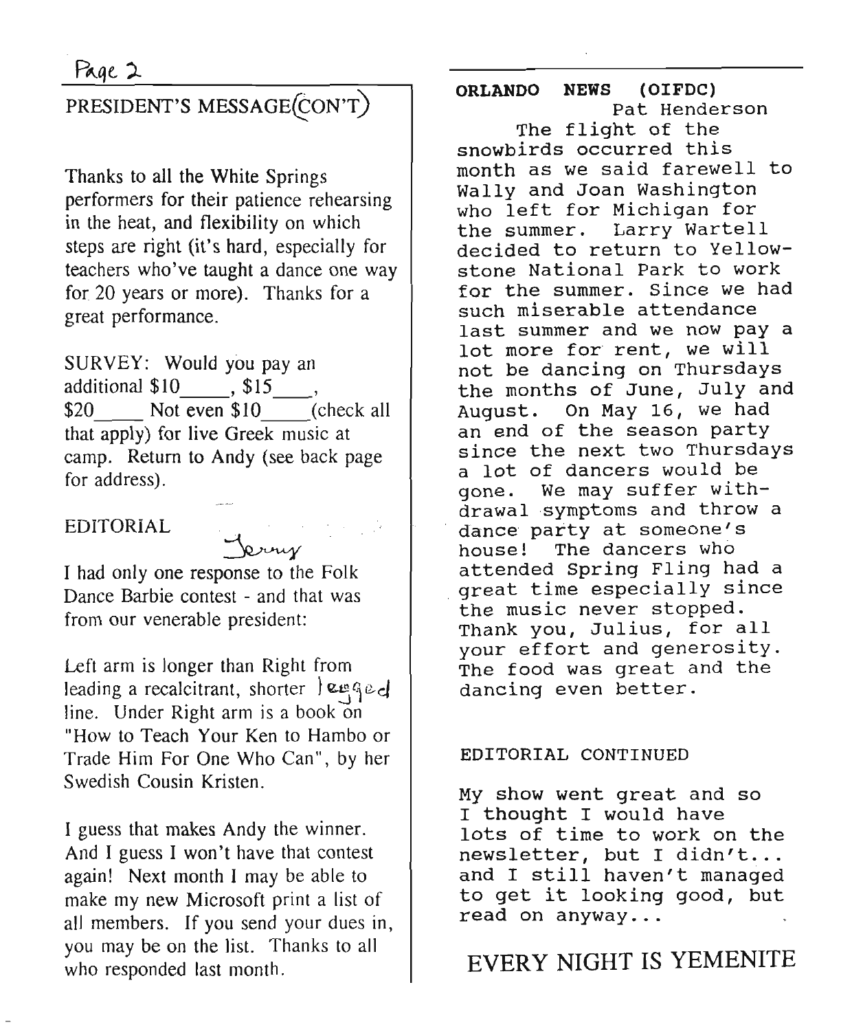## PRESIDENT'S MESSAGE(CON'T)

Thanks to all the White Springs performers for their patience rehearsing in the heat, and flexibility on which steps are right (it's hard, especially for teachers who've taught a dance one way for 20 years or more). Thanks for a great performance.

SURVEY: Would you pay an additional $10_____, $15____, $20_____ Not even $10_____(check all that apply) for live Greek music at camp. Return to Andy (see back page for address).

## EDITORIAL

Jerry

I had only one response to the Folk Dance Barbie contest - and that was from our venerable president:

Left arm is longer than Right from leading a recalcitrant, shorter legged line. Under Right arm is a book on "How to Teach Your Ken to Hambo or Trade Him For One Who Can", by her Swedish Cousin Kristen.

I guess that makes Andy the winner. And I guess I won't have that contest again! Next month I may be able to make my new Microsoft print a list of all members. If you send your dues in, you may be on the list. Thanks to all who responded last month.

## ORLANDO NEWS (OIFDC)

Pat Henderson

The flight of the snowbirds occurred this month as we said farewell to Wally and Joan Washington who left for Michigan for the summer. Larry Wartell decided to return to Yellowstone National Park to work for the summer. Since we had such miserable attendance last summer and we now pay a lot more for rent, we will not be dancing on Thursdays the months of June, July and August. On May 16, we had an end of the season party since the next two Thursdays a lot of dancers would be gone. We may suffer withdrawal symptoms and throw a dance party at someone's house! The dancers who attended Spring Fling had a great time especially since the music never stopped. Thank you, Julius, for all your effort and generosity. The food was great and the dancing even better.

## EDITORIAL CONTINUED

My show went great and so I thought I would have lots of time to work on the newsletter, but I didn't... and I still haven't managed to get it looking good, but read on anyway...

# EVERY NIGHT IS YEMENITE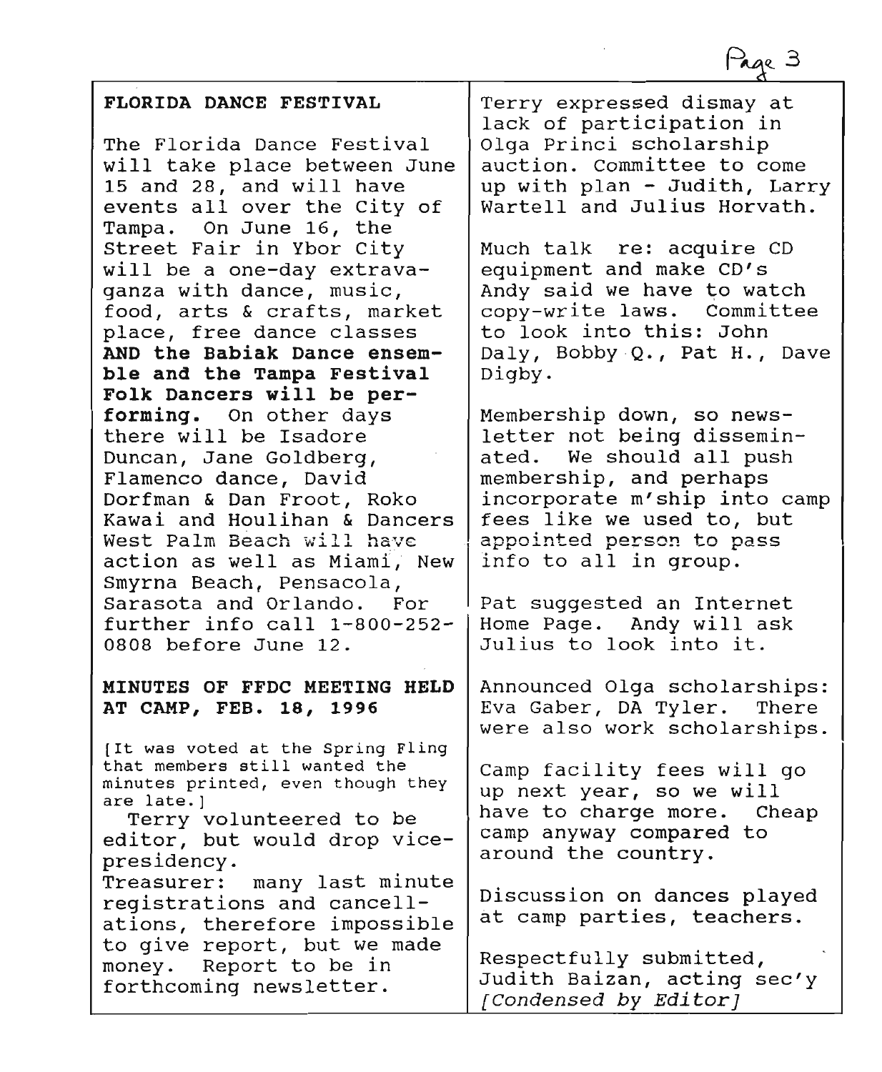## FLORIDA DANCE FESTIVAL

The Florida Dance Festival will take place between June 15 and 28, and will have events all over the City of Tampa. On June 16, the Street Fair in Ybor City will be a one-day extravaganza with dance, music, food, arts & crafts, market place, free dance classes **AND the Babiak Dance ensemble and the Tampa Festival Folk Dancers will be performing.** On other days there will be Isadore Duncan, Jane Goldberg, Flamenco dance, David Dorfman & Dan Froot, Roko Kawai and Houlihan & Dancers West Palm Beach will have action as well as Miami, New Smyrna Beach, Pensacola, Sarasota and Orlando. For further info call 1-800-252-0808 before June 12.

## MINUTES OF FFDC MEETING HELD AT CAMP, FEB. 18, 1996

[It was voted at the Spring Fling that members still wanted the minutes printed, even though they are late.]

Terry volunteered to be editor, but would drop vice-presidency.

Treasurer: many last minute registrations and cancellations, therefore impossible to give report, but we made money. Report to be in forthcoming newsletter.

Terry expressed dismay at lack of participation in Olga Princi scholarship auction. Committee to come up with plan - Judith, Larry Wartell and Julius Horvath.

Much talk re: acquire CD equipment and make CD's Andy said we have to watch copy-write laws. Committee to look into this: John Daly, Bobby Q., Pat H., Dave Digby.

Membership down, so newsletter not being disseminated. We should all push membership, and perhaps incorporate m'ship into camp fees like we used to, but appointed person to pass info to all in group.

Pat suggested an Internet Home Page. Andy will ask Julius to look into it.

Announced Olga scholarships: Eva Gaber, DA Tyler. There were also work scholarships.

Camp facility fees will go up next year, so we will have to charge more. Cheap camp anyway compared to around the country.

Discussion on dances played at camp parties, teachers.

Respectfully submitted,
Judith Baizan, acting sec'y
*[Condensed by Editor]*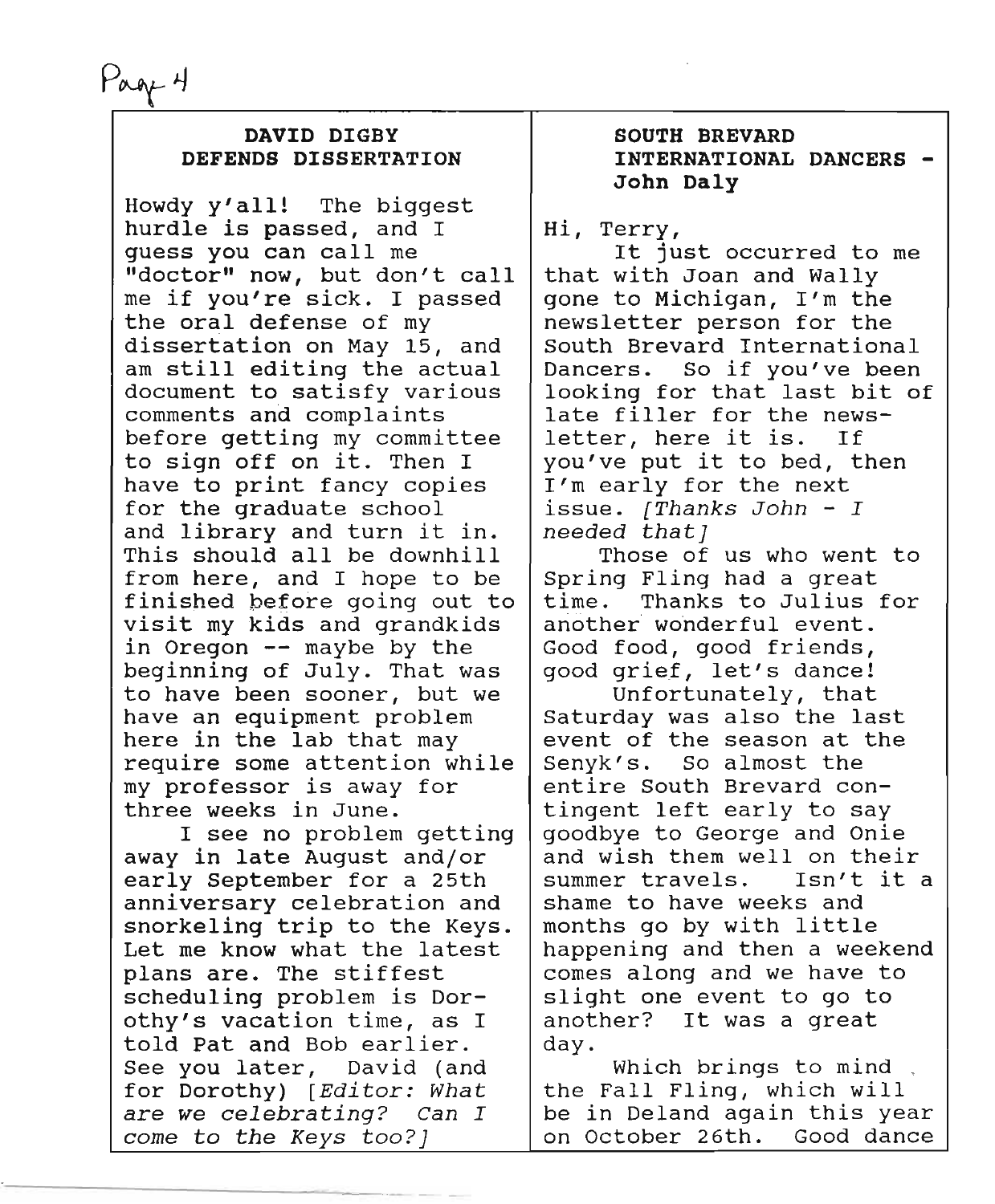## DAVID DIGBY DEFENDS DISSERTATION

Howdy y'all! The biggest hurdle is passed, and I guess you can call me "doctor" now, but don't call me if you're sick. I passed the oral defense of my dissertation on May 15, and am still editing the actual document to satisfy various comments and complaints before getting my committee to sign off on it. Then I have to print fancy copies for the graduate school and library and turn it in. This should all be downhill from here, and I hope to be finished before going out to visit my kids and grandkids in Oregon -- maybe by the beginning of July. That was to have been sooner, but we have an equipment problem here in the lab that may require some attention while my professor is away for three weeks in June.

I see no problem getting away in late August and/or early September for a 25th anniversary celebration and snorkeling trip to the Keys. Let me know what the latest plans are. The stiffest scheduling problem is Dorothy's vacation time, as I told Pat and Bob earlier. See you later, David (and for Dorothy) *[Editor: What are we celebrating? Can I come to the Keys too?]*

## SOUTH BREVARD INTERNATIONAL DANCERS - John Daly

Hi, Terry,

It just occurred to me that with Joan and Wally gone to Michigan, I'm the newsletter person for the South Brevard International Dancers. So if you've been looking for that last bit of late filler for the newsletter, here it is. If you've put it to bed, then I'm early for the next issue. *[Thanks John - I needed that]*

Those of us who went to Spring Fling had a great time. Thanks to Julius for another wonderful event. Good food, good friends, good grief, let's dance!

Unfortunately, that Saturday was also the last event of the season at the Senyk's. So almost the entire South Brevard contingent left early to say goodbye to George and Onie and wish them well on their summer travels. Isn't it a shame to have weeks and months go by with little happening and then a weekend comes along and we have to slight one event to go to another? It was a great day.

Which brings to mind the Fall Fling, which will be in Deland again this year on October 26th. Good dance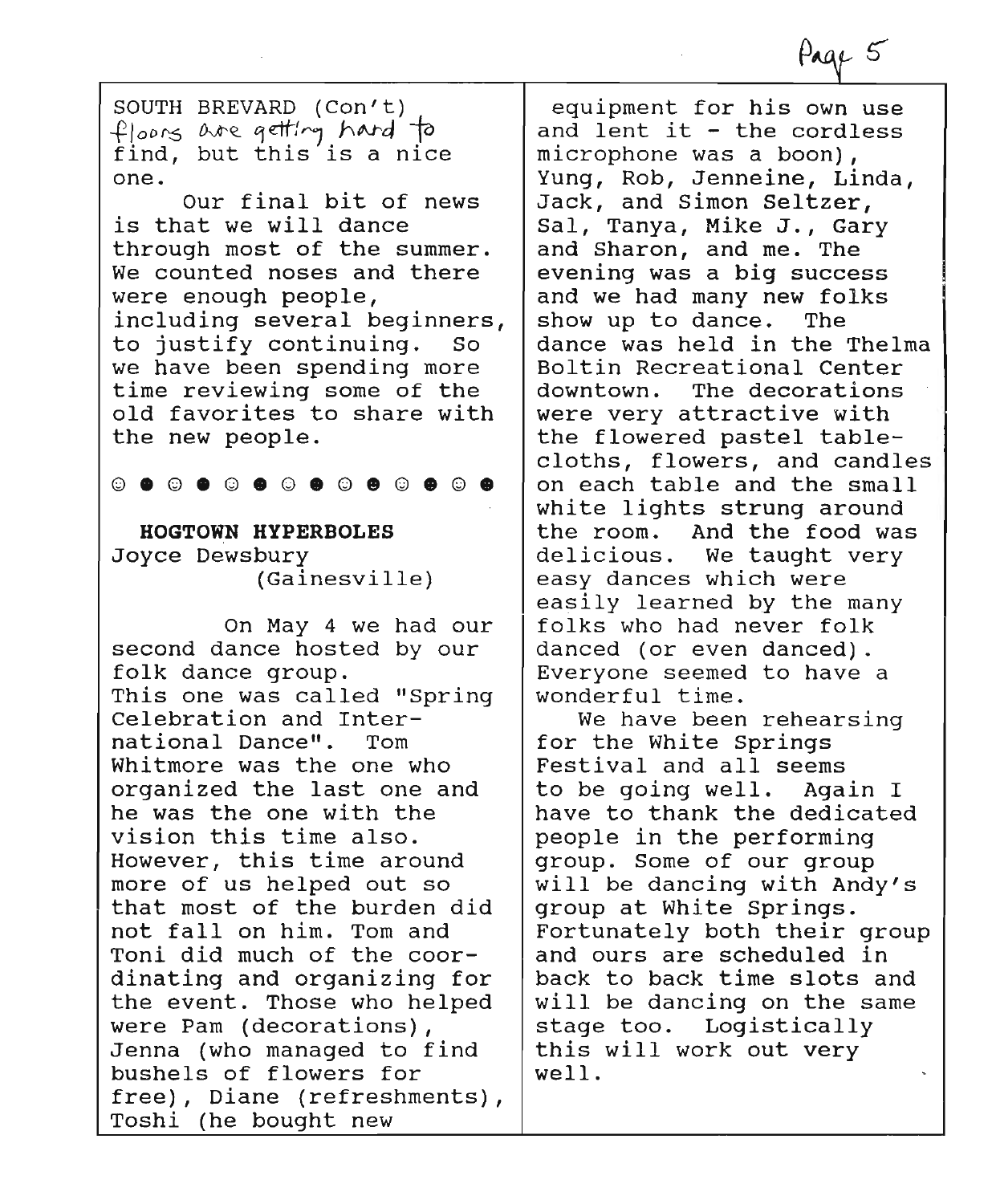SOUTH BREVARD (Con't)
floors are getting hard to find, but this is a nice one.

Our final bit of news is that we will dance through most of the summer. We counted noses and there were enough people, including several beginners, to justify continuing. So we have been spending more time reviewing some of the old favorites to share with the new people.

☺ ☻ ☺ ☻ ☺ ☻ ☺ ☻ ☺ ☻ ☺ ☻ ☺ ☻

## HOGTOWN HYPERBOLES

Joyce Dewsbury
(Gainesville)

On May 4 we had our second dance hosted by our folk dance group. This one was called "Spring Celebration and International Dance". Tom Whitmore was the one who organized the last one and he was the one with the vision this time also. However, this time around more of us helped out so that most of the burden did not fall on him. Tom and Toni did much of the coordinating and organizing for the event. Those who helped were Pam (decorations), Jenna (who managed to find bushels of flowers for free), Diane (refreshments), Toshi (he bought new equipment for his own use and lent it - the cordless microphone was a boon), Yung, Rob, Jenneine, Linda, Jack, and Simon Seltzer, Sal, Tanya, Mike J., Gary and Sharon, and me. The evening was a big success and we had many new folks show up to dance. The dance was held in the Thelma Boltin Recreational Center downtown. The decorations were very attractive with the flowered pastel tablecloths, flowers, and candles on each table and the small white lights strung around the room. And the food was delicious. We taught very easy dances which were easily learned by the many folks who had never folk danced (or even danced). Everyone seemed to have a wonderful time.

We have been rehearsing for the White Springs Festival and all seems to be going well. Again I have to thank the dedicated people in the performing group. Some of our group will be dancing with Andy's group at White Springs. Fortunately both their group and ours are scheduled in back to back time slots and will be dancing on the same stage too. Logistically this will work out very well.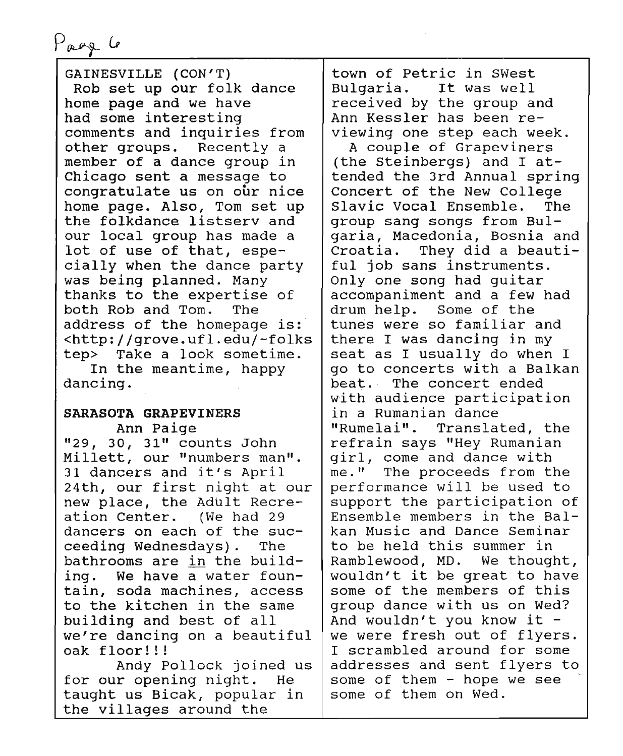GAINESVILLE (CON'T)

Rob set up our folk dance home page and we have had some interesting comments and inquiries from other groups. Recently a member of a dance group in Chicago sent a message to congratulate us on our nice home page. Also, Tom set up the folkdance listserv and our local group has made a lot of use of that, especially when the dance party was being planned. Many thanks to the expertise of both Rob and Tom. The address of the homepage is: <http://grove.ufl.edu/~folkstep> Take a look sometime.

In the meantime, happy dancing.

**SARASOTA GRAPEVINERS**

Ann Paige

"29, 30, 31" counts John Millett, our "numbers man". 31 dancers and it's April 24th, our first night at our new place, the Adult Recreation Center. (We had 29 dancers on each of the succeeding Wednesdays). The bathrooms are in the building. We have a water fountain, soda machines, access to the kitchen in the same building and best of all we're dancing on a beautiful oak floor!!!

Andy Pollock joined us for our opening night. He taught us Bicak, popular in the villages around the town of Petric in SWest Bulgaria. It was well received by the group and Ann Kessler has been reviewing one step each week.

A couple of Grapeviners (the Steinbergs) and I attended the 3rd Annual spring Concert of the New College Slavic Vocal Ensemble. The group sang songs from Bulgaria, Macedonia, Bosnia and Croatia. They did a beautiful job sans instruments. Only one song had guitar accompaniment and a few had drum help. Some of the tunes were so familiar and there I was dancing in my seat as I usually do when I go to concerts with a Balkan beat. The concert ended with audience participation in a Rumanian dance "Rumelai". Translated, the refrain says "Hey Rumanian girl, come and dance with me." The proceeds from the performance will be used to support the participation of Ensemble members in the Balkan Music and Dance Seminar to be held this summer in Ramblewood, MD. We thought, wouldn't it be great to have some of the members of this group dance with us on Wed? And wouldn't you know it - we were fresh out of flyers. I scrambled around for some addresses and sent flyers to some of them - hope we see some of them on Wed.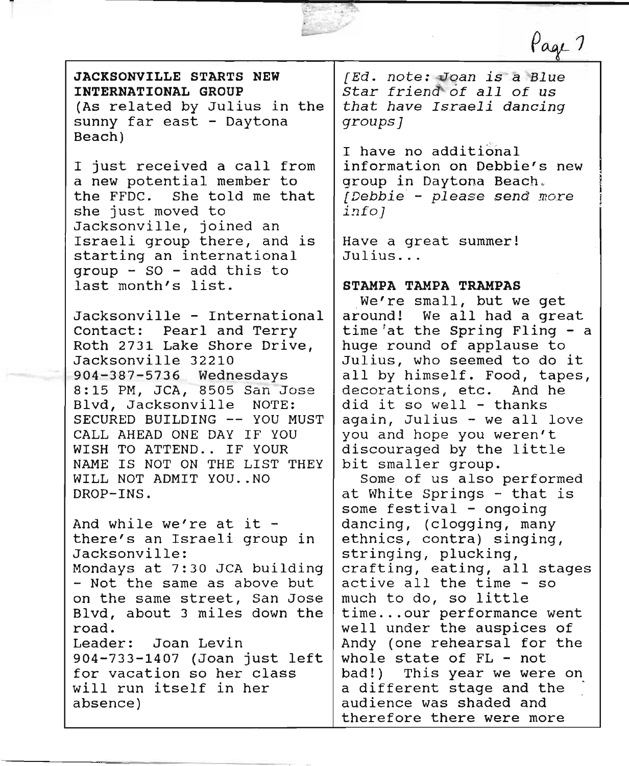**JACKSONVILLE STARTS NEW INTERNATIONAL GROUP**
(As related by Julius in the sunny far east - Daytona Beach)

I just received a call from a new potential member to the FFDC. She told me that she just moved to Jacksonville, joined an Israeli group there, and is starting an international group - SO - add this to last month's list.

Jacksonville - International Contact: Pearl and Terry Roth 2731 Lake Shore Drive, Jacksonville 32210 904-387-5736 Wednesdays 8:15 PM, JCA, 8505 San Jose Blvd, Jacksonville NOTE: SECURED BUILDING -- YOU MUST CALL AHEAD ONE DAY IF YOU WISH TO ATTEND.. IF YOUR NAME IS NOT ON THE LIST THEY WILL NOT ADMIT YOU..NO DROP-INS.

And while we're at it - there's an Israeli group in Jacksonville:
Mondays at 7:30 JCA building - Not the same as above but on the same street, San Jose Blvd, about 3 miles down the road.
Leader: Joan Levin 904-733-1407 (Joan just left for vacation so her class will run itself in her absence)

*[Ed. note: Joan is a Blue Star friend of all of us that have Israeli dancing groups]*

I have no additional information on Debbie's new group in Daytona Beach. *[Debbie - please send more info]*

Have a great summer!
Julius...

**STAMPA TAMPA TRAMPAS**

We're small, but we get around! We all had a great time at the Spring Fling - a huge round of applause to Julius, who seemed to do it all by himself. Food, tapes, decorations, etc. And he did it so well - thanks again, Julius - we all love you and hope you weren't discouraged by the little bit smaller group.

Some of us also performed at White Springs - that is some festival - ongoing dancing, (clogging, many ethnics, contra) singing, stringing, plucking, crafting, eating, all stages active all the time - so much to do, so little time...our performance went well under the auspices of Andy (one rehearsal for the whole state of FL - not bad!) This year we were on a different stage and the audience was shaded and therefore there were more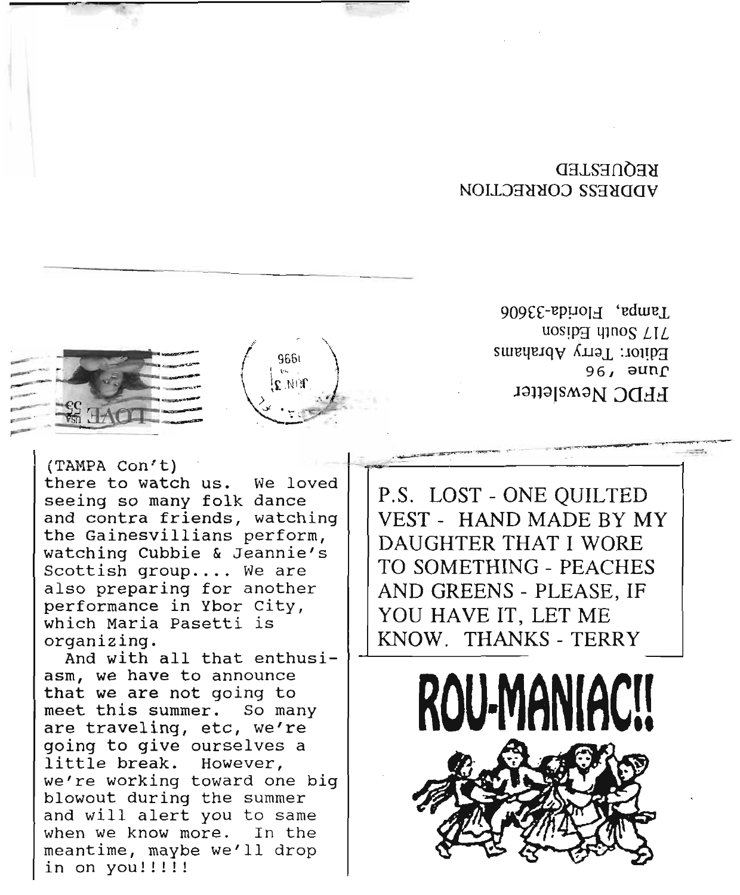ADDRESS CORRECTION
REQUESTED

FFDC Newsletter
June '96
Editor: Terry Abrahams
717 South Edison
Tampa, Florida-33606

(TAMPA Con't)
there to watch us. We loved seeing so many folk dance and contra friends, watching the Gainesvillians perform, watching Cubbie & Jeannie's Scottish group.... We are also preparing for another performance in Ybor City, which Maria Pasetti is organizing.

And with all that enthusiasm, we have to announce that we are not going to meet this summer. So many are traveling, etc, we're going to give ourselves a little break. However, we're working toward one big blowout during the summer and will alert you to same when we know more. In the meantime, maybe we'll drop in on you!!!!!

P.S. LOST - ONE QUILTED VEST - HAND MADE BY MY DAUGHTER THAT I WORE TO SOMETHING - PEACHES AND GREENS - PLEASE, IF YOU HAVE IT, LET ME KNOW. THANKS - TERRY

**ROU-MANIAC!!**